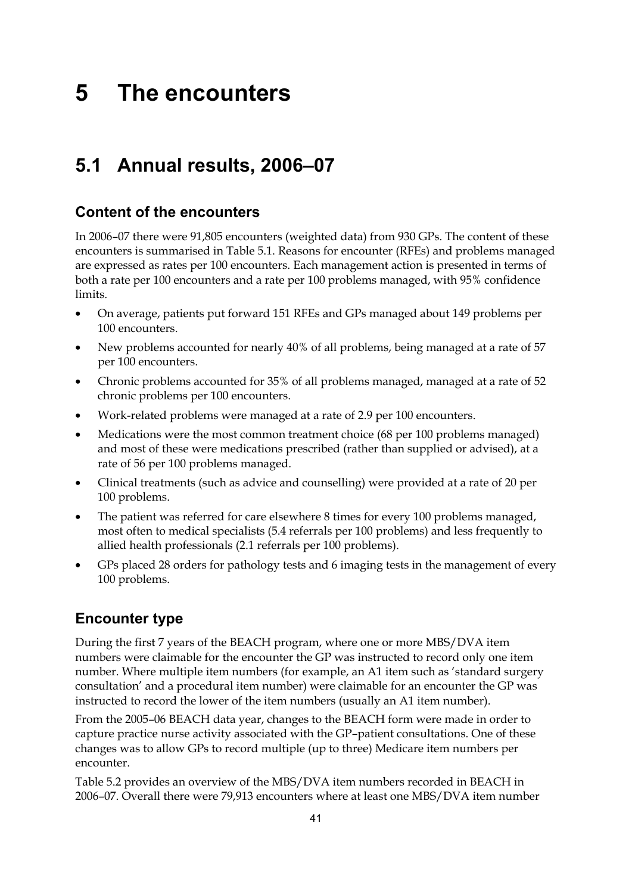# 5 The encounters

## 5.1 Annual results, 2006–07

### Content of the encounters

In 2006–07 there were 91,805 encounters (weighted data) from 930 GPs. The content of these encounters is summarised in Table 5.1. Reasons for encounter (RFEs) and problems managed are expressed as rates per 100 encounters. Each management action is presented in terms of both a rate per 100 encounters and a rate per 100 problems managed, with 95% confidence limits.

- On average, patients put forward 151 RFEs and GPs managed about 149 problems per 100 encounters.
- New problems accounted for nearly 40% of all problems, being managed at a rate of 57 per 100 encounters.
- Chronic problems accounted for 35% of all problems managed, managed at a rate of 52 chronic problems per 100 encounters.
- Work-related problems were managed at a rate of 2.9 per 100 encounters.
- Medications were the most common treatment choice (68 per 100 problems managed) and most of these were medications prescribed (rather than supplied or advised), at a rate of 56 per 100 problems managed.
- Clinical treatments (such as advice and counselling) were provided at a rate of 20 per 100 problems.
- The patient was referred for care elsewhere 8 times for every 100 problems managed, most often to medical specialists (5.4 referrals per 100 problems) and less frequently to allied health professionals (2.1 referrals per 100 problems).
- GPs placed 28 orders for pathology tests and 6 imaging tests in the management of every 100 problems.

### Encounter type

During the first 7 years of the BEACH program, where one or more MBS/DVA item numbers were claimable for the encounter the GP was instructed to record only one item number. Where multiple item numbers (for example, an A1 item such as 'standard surgery consultation' and a procedural item number) were claimable for an encounter the GP was instructed to record the lower of the item numbers (usually an A1 item number).

From the 2005–06 BEACH data year, changes to the BEACH form were made in order to capture practice nurse activity associated with the GP–patient consultations. One of these changes was to allow GPs to record multiple (up to three) Medicare item numbers per encounter.

Table 5.2 provides an overview of the MBS/DVA item numbers recorded in BEACH in 2006–07. Overall there were 79,913 encounters where at least one MBS/DVA item number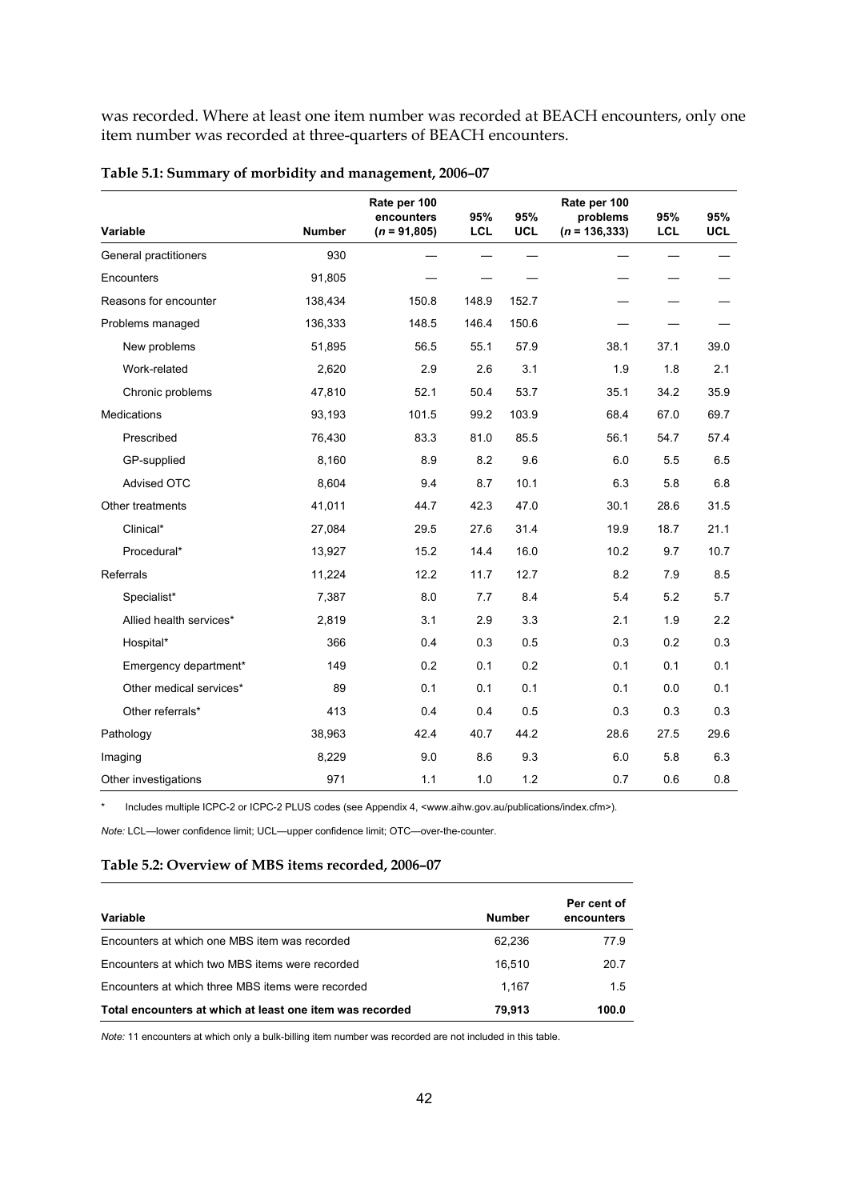was recorded. Where at least one item number was recorded at BEACH encounters, only one item number was recorded at three-quarters of BEACH encounters.

**Table 5.1: Summary of morbidity and management, 2006–07**

| Variable | Number | Rate per 100 encounters ($n$ = 91,805) | 95% LCL | 95% UCL | Rate per 100 problems ($n$ = 136,333) | 95% LCL | 95% UCL |
|---|---|---|---|---|---|---|---|
| General practitioners | 930 | — | — | — | — | — | — |
| Encounters | 91,805 | — | — | — | — | — | — |
| Reasons for encounter | 138,434 | 150.8 | 148.9 | 152.7 | — | — | — |
| Problems managed | 136,333 | 148.5 | 146.4 | 150.6 | — | — | — |
| New problems | 51,895 | 56.5 | 55.1 | 57.9 | 38.1 | 37.1 | 39.0 |
| Work-related | 2,620 | 2.9 | 2.6 | 3.1 | 1.9 | 1.8 | 2.1 |
| Chronic problems | 47,810 | 52.1 | 50.4 | 53.7 | 35.1 | 34.2 | 35.9 |
| Medications | 93,193 | 101.5 | 99.2 | 103.9 | 68.4 | 67.0 | 69.7 |
| Prescribed | 76,430 | 83.3 | 81.0 | 85.5 | 56.1 | 54.7 | 57.4 |
| GP-supplied | 8,160 | 8.9 | 8.2 | 9.6 | 6.0 | 5.5 | 6.5 |
| Advised OTC | 8,604 | 9.4 | 8.7 | 10.1 | 6.3 | 5.8 | 6.8 |
| Other treatments | 41,011 | 44.7 | 42.3 | 47.0 | 30.1 | 28.6 | 31.5 |
| Clinical* | 27,084 | 29.5 | 27.6 | 31.4 | 19.9 | 18.7 | 21.1 |
| Procedural* | 13,927 | 15.2 | 14.4 | 16.0 | 10.2 | 9.7 | 10.7 |
| Referrals | 11,224 | 12.2 | 11.7 | 12.7 | 8.2 | 7.9 | 8.5 |
| Specialist* | 7,387 | 8.0 | 7.7 | 8.4 | 5.4 | 5.2 | 5.7 |
| Allied health services* | 2,819 | 3.1 | 2.9 | 3.3 | 2.1 | 1.9 | 2.2 |
| Hospital* | 366 | 0.4 | 0.3 | 0.5 | 0.3 | 0.2 | 0.3 |
| Emergency department* | 149 | 0.2 | 0.1 | 0.2 | 0.1 | 0.1 | 0.1 |
| Other medical services* | 89 | 0.1 | 0.1 | 0.1 | 0.1 | 0.0 | 0.1 |
| Other referrals* | 413 | 0.4 | 0.4 | 0.5 | 0.3 | 0.3 | 0.3 |
| Pathology | 38,963 | 42.4 | 40.7 | 44.2 | 28.6 | 27.5 | 29.6 |
| Imaging | 8,229 | 9.0 | 8.6 | 9.3 | 6.0 | 5.8 | 6.3 |
| Other investigations | 971 | 1.1 | 1.0 | 1.2 | 0.7 | 0.6 | 0.8 |

\* Includes multiple ICPC-2 or ICPC-2 PLUS codes (see Appendix 4, <www.aihw.gov.au/publications/index.cfm>).

*Note:* LCL—lower confidence limit; UCL—upper confidence limit; OTC—over-the-counter.

**Table 5.2: Overview of MBS items recorded, 2006–07**

| Variable | Number | Per cent of encounters |
|---|---|---|
| Encounters at which one MBS item was recorded | 62,236 | 77.9 |
| Encounters at which two MBS items were recorded | 16,510 | 20.7 |
| Encounters at which three MBS items were recorded | 1,167 | 1.5 |
| **Total encounters at which at least one item was recorded** | **79,913** | **100.0** |

*Note:* 11 encounters at which only a bulk-billing item number was recorded are not included in this table.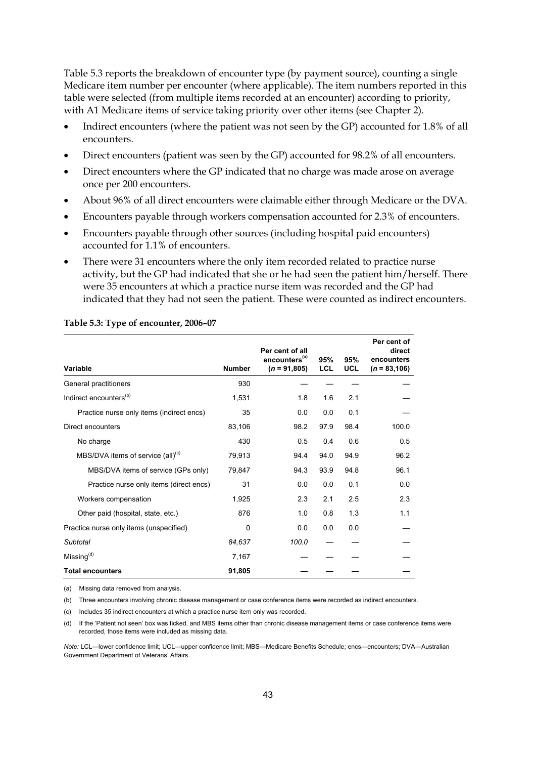Table 5.3 reports the breakdown of encounter type (by payment source), counting a single Medicare item number per encounter (where applicable). The item numbers reported in this table were selected (from multiple items recorded at an encounter) according to priority, with A1 Medicare items of service taking priority over other items (see Chapter 2).

- Indirect encounters (where the patient was not seen by the GP) accounted for 1.8% of all encounters.
- Direct encounters (patient was seen by the GP) accounted for 98.2% of all encounters.
- Direct encounters where the GP indicated that no charge was made arose on average once per 200 encounters.
- About 96% of all direct encounters were claimable either through Medicare or the DVA.
- Encounters payable through workers compensation accounted for 2.3% of encounters.
- Encounters payable through other sources (including hospital paid encounters) accounted for 1.1% of encounters.
- There were 31 encounters where the only item recorded related to practice nurse activity, but the GP had indicated that she or he had seen the patient him/herself. There were 35 encounters at which a practice nurse item was recorded and the GP had indicated that they had not seen the patient. These were counted as indirect encounters.

**Table 5.3: Type of encounter, 2006–07**

| Variable | Number | Per cent of all encounters[(a)] ($n$ = 91,805) | 95% LCL | 95% UCL | Per cent of direct encounters ($n$ = 83,106) |
|---|---|---|---|---|---|
| General practitioners | 930 | — | — | — | — |
| Indirect encounters[(b)] | 1,531 | 1.8 | 1.6 | 2.1 | — |
| Practice nurse only items (indirect encs) | 35 | 0.0 | 0.0 | 0.1 | — |
| Direct encounters | 83,106 | 98.2 | 97.9 | 98.4 | 100.0 |
| No charge | 430 | 0.5 | 0.4 | 0.6 | 0.5 |
| MBS/DVA items of service (all)[(c)] | 79,913 | 94.4 | 94.0 | 94.9 | 96.2 |
| MBS/DVA items of service (GPs only) | 79,847 | 94.3 | 93.9 | 94.8 | 96.1 |
| Practice nurse only items (direct encs) | 31 | 0.0 | 0.0 | 0.1 | 0.0 |
| Workers compensation | 1,925 | 2.3 | 2.1 | 2.5 | 2.3 |
| Other paid (hospital, state, etc.) | 876 | 1.0 | 0.8 | 1.3 | 1.1 |
| Practice nurse only items (unspecified) | 0 | 0.0 | 0.0 | 0.0 | — |
| *Subtotal* | *84,637* | *100.0* | — | — | — |
| Missing[(d)] | 7,167 | — | — | — | — |
| **Total encounters** | **91,805** | **—** | **—** | **—** | **—** |

(a) Missing data removed from analysis.

(b) Three encounters involving chronic disease management or case conference items were recorded as indirect encounters.

(c) Includes 35 indirect encounters at which a practice nurse item only was recorded.

(d) If the 'Patient not seen' box was ticked, and MBS items other than chronic disease management items or case conference items were recorded, those items were included as missing data.

*Note:* LCL—lower confidence limit; UCL—upper confidence limit; MBS—Medicare Benefits Schedule; encs—encounters; DVA—Australian Government Department of Veterans' Affairs.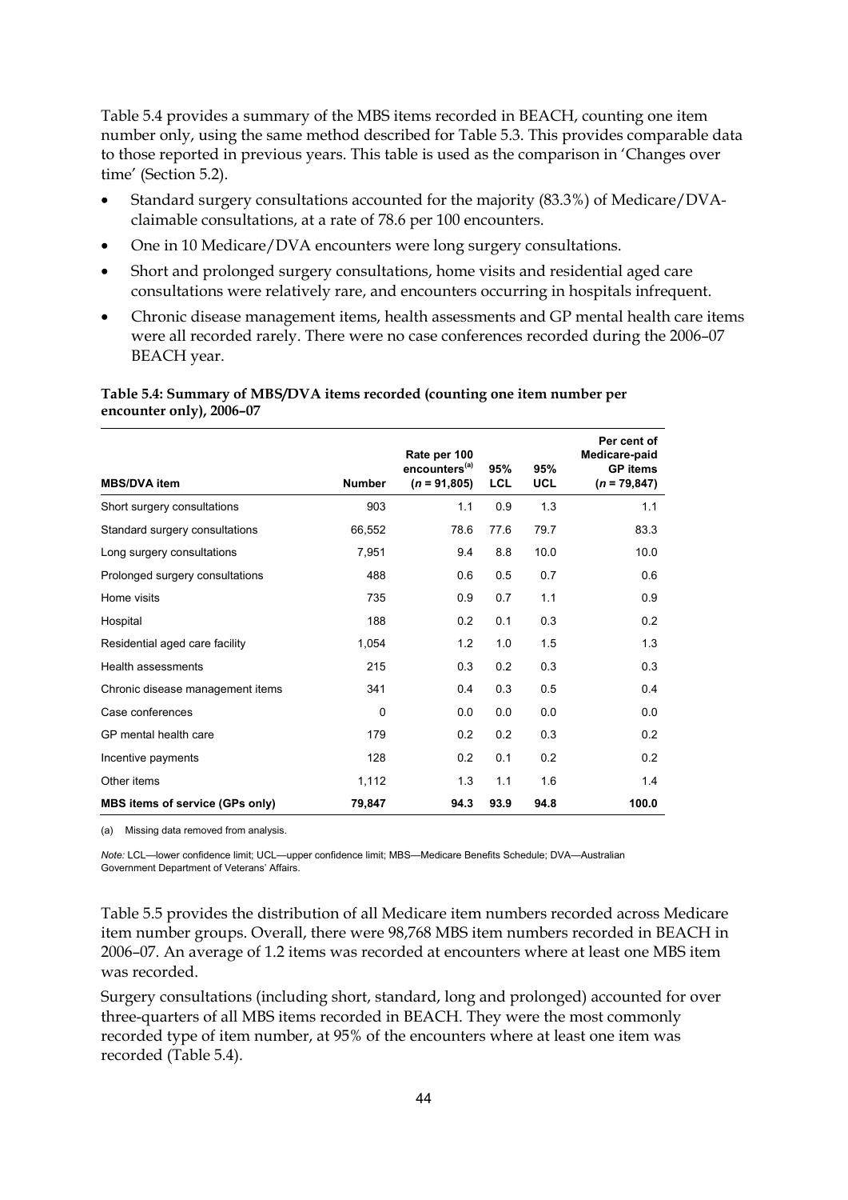Table 5.4 provides a summary of the MBS items recorded in BEACH, counting one item number only, using the same method described for Table 5.3. This provides comparable data to those reported in previous years. This table is used as the comparison in 'Changes over time' (Section 5.2).

- Standard surgery consultations accounted for the majority (83.3%) of Medicare/DVA-claimable consultations, at a rate of 78.6 per 100 encounters.
- One in 10 Medicare/DVA encounters were long surgery consultations.
- Short and prolonged surgery consultations, home visits and residential aged care consultations were relatively rare, and encounters occurring in hospitals infrequent.
- Chronic disease management items, health assessments and GP mental health care items were all recorded rarely. There were no case conferences recorded during the 2006–07 BEACH year.

**Table 5.4: Summary of MBS/DVA items recorded (counting one item number per encounter only), 2006–07**

| MBS/DVA item | Number | Rate per 100 encounters[(a)] (*n* = 91,805) | 95% LCL | 95% UCL | Per cent of Medicare-paid GP items (*n* = 79,847) |
|---|---|---|---|---|---|
| Short surgery consultations | 903 | 1.1 | 0.9 | 1.3 | 1.1 |
| Standard surgery consultations | 66,552 | 78.6 | 77.6 | 79.7 | 83.3 |
| Long surgery consultations | 7,951 | 9.4 | 8.8 | 10.0 | 10.0 |
| Prolonged surgery consultations | 488 | 0.6 | 0.5 | 0.7 | 0.6 |
| Home visits | 735 | 0.9 | 0.7 | 1.1 | 0.9 |
| Hospital | 188 | 0.2 | 0.1 | 0.3 | 0.2 |
| Residential aged care facility | 1,054 | 1.2 | 1.0 | 1.5 | 1.3 |
| Health assessments | 215 | 0.3 | 0.2 | 0.3 | 0.3 |
| Chronic disease management items | 341 | 0.4 | 0.3 | 0.5 | 0.4 |
| Case conferences | 0 | 0.0 | 0.0 | 0.0 | 0.0 |
| GP mental health care | 179 | 0.2 | 0.2 | 0.3 | 0.2 |
| Incentive payments | 128 | 0.2 | 0.1 | 0.2 | 0.2 |
| Other items | 1,112 | 1.3 | 1.1 | 1.6 | 1.4 |
| **MBS items of service (GPs only)** | **79,847** | **94.3** | **93.9** | **94.8** | **100.0** |

(a) Missing data removed from analysis.

*Note:* LCL—lower confidence limit; UCL—upper confidence limit; MBS—Medicare Benefits Schedule; DVA—Australian Government Department of Veterans' Affairs.

Table 5.5 provides the distribution of all Medicare item numbers recorded across Medicare item number groups. Overall, there were 98,768 MBS item numbers recorded in BEACH in 2006–07. An average of 1.2 items was recorded at encounters where at least one MBS item was recorded.

Surgery consultations (including short, standard, long and prolonged) accounted for over three-quarters of all MBS items recorded in BEACH. They were the most commonly recorded type of item number, at 95% of the encounters where at least one item was recorded (Table 5.4).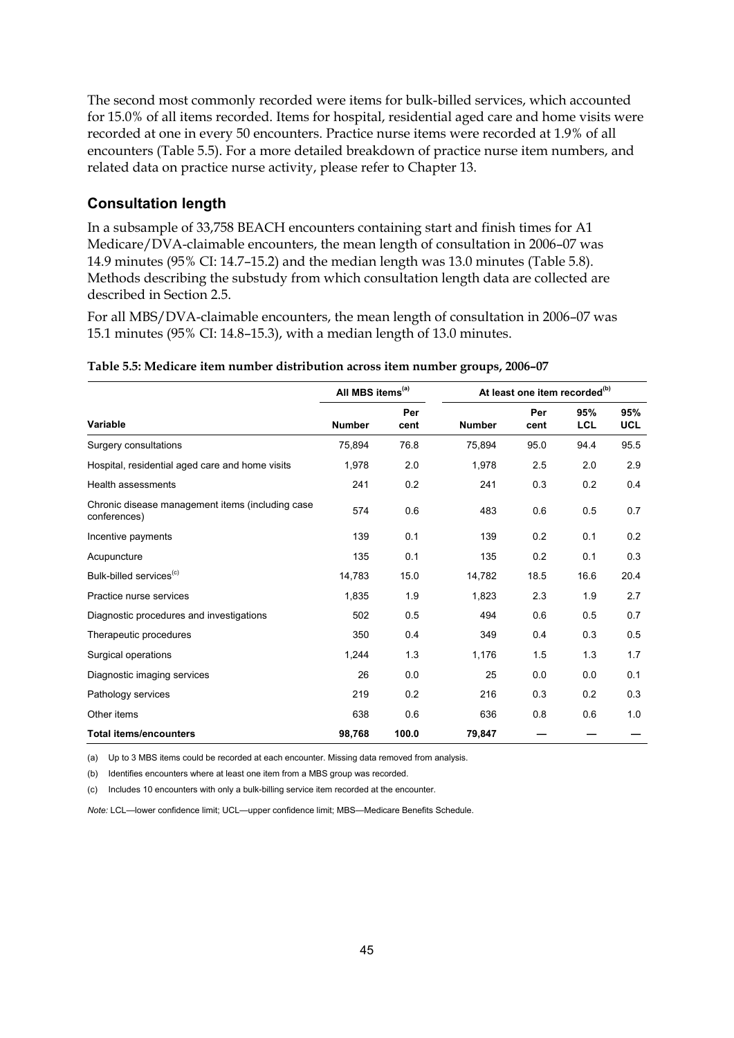The second most commonly recorded were items for bulk-billed services, which accounted for 15.0% of all items recorded. Items for hospital, residential aged care and home visits were recorded at one in every 50 encounters. Practice nurse items were recorded at 1.9% of all encounters (Table 5.5). For a more detailed breakdown of practice nurse item numbers, and related data on practice nurse activity, please refer to Chapter 13.

## Consultation length

In a subsample of 33,758 BEACH encounters containing start and finish times for A1 Medicare/DVA-claimable encounters, the mean length of consultation in 2006–07 was 14.9 minutes (95% CI: 14.7–15.2) and the median length was 13.0 minutes (Table 5.8). Methods describing the substudy from which consultation length data are collected are described in Section 2.5.

For all MBS/DVA-claimable encounters, the mean length of consultation in 2006–07 was 15.1 minutes (95% CI: 14.8–15.3), with a median length of 13.0 minutes.

**Table 5.5: Medicare item number distribution across item number groups, 2006–07**

| | All MBS items[(a)] | | At least one item recorded[(b)] | | | |
|---|---|---|---|---|---|---|
| **Variable** | **Number** | **Per cent** | **Number** | **Per cent** | **95% LCL** | **95% UCL** |
| Surgery consultations | 75,894 | 76.8 | 75,894 | 95.0 | 94.4 | 95.5 |
| Hospital, residential aged care and home visits | 1,978 | 2.0 | 1,978 | 2.5 | 2.0 | 2.9 |
| Health assessments | 241 | 0.2 | 241 | 0.3 | 0.2 | 0.4 |
| Chronic disease management items (including case conferences) | 574 | 0.6 | 483 | 0.6 | 0.5 | 0.7 |
| Incentive payments | 139 | 0.1 | 139 | 0.2 | 0.1 | 0.2 |
| Acupuncture | 135 | 0.1 | 135 | 0.2 | 0.1 | 0.3 |
| Bulk-billed services[(c)] | 14,783 | 15.0 | 14,782 | 18.5 | 16.6 | 20.4 |
| Practice nurse services | 1,835 | 1.9 | 1,823 | 2.3 | 1.9 | 2.7 |
| Diagnostic procedures and investigations | 502 | 0.5 | 494 | 0.6 | 0.5 | 0.7 |
| Therapeutic procedures | 350 | 0.4 | 349 | 0.4 | 0.3 | 0.5 |
| Surgical operations | 1,244 | 1.3 | 1,176 | 1.5 | 1.3 | 1.7 |
| Diagnostic imaging services | 26 | 0.0 | 25 | 0.0 | 0.0 | 0.1 |
| Pathology services | 219 | 0.2 | 216 | 0.3 | 0.2 | 0.3 |
| Other items | 638 | 0.6 | 636 | 0.8 | 0.6 | 1.0 |
| **Total items/encounters** | **98,768** | **100.0** | **79,847** | **—** | **—** | **—** |

(a) Up to 3 MBS items could be recorded at each encounter. Missing data removed from analysis.

(b) Identifies encounters where at least one item from a MBS group was recorded.

(c) Includes 10 encounters with only a bulk-billing service item recorded at the encounter.

*Note:* LCL—lower confidence limit; UCL—upper confidence limit; MBS—Medicare Benefits Schedule.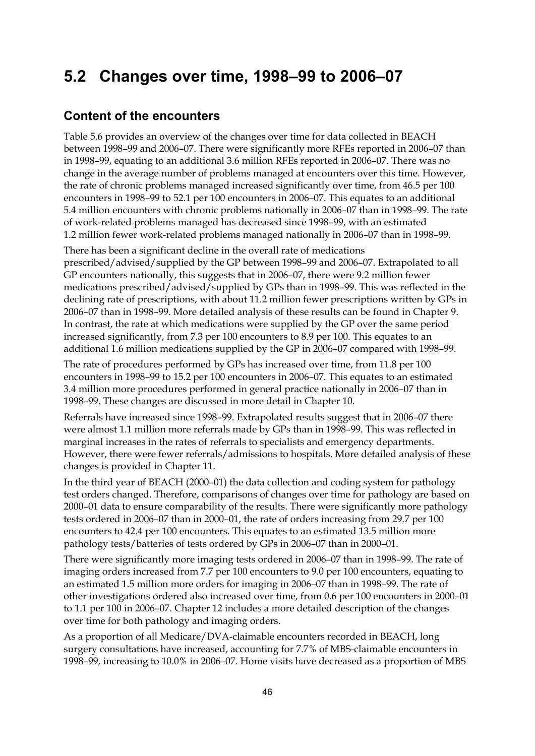## 5.2 Changes over time, 1998–99 to 2006–07

### Content of the encounters

Table 5.6 provides an overview of the changes over time for data collected in BEACH between 1998–99 and 2006–07. There were significantly more RFEs reported in 2006–07 than in 1998–99, equating to an additional 3.6 million RFEs reported in 2006–07. There was no change in the average number of problems managed at encounters over this time. However, the rate of chronic problems managed increased significantly over time, from 46.5 per 100 encounters in 1998–99 to 52.1 per 100 encounters in 2006–07. This equates to an additional 5.4 million encounters with chronic problems nationally in 2006–07 than in 1998–99. The rate of work-related problems managed has decreased since 1998–99, with an estimated 1.2 million fewer work-related problems managed nationally in 2006–07 than in 1998–99.

There has been a significant decline in the overall rate of medications prescribed/advised/supplied by the GP between 1998–99 and 2006–07. Extrapolated to all GP encounters nationally, this suggests that in 2006–07, there were 9.2 million fewer medications prescribed/advised/supplied by GPs than in 1998–99. This was reflected in the declining rate of prescriptions, with about 11.2 million fewer prescriptions written by GPs in 2006–07 than in 1998–99. More detailed analysis of these results can be found in Chapter 9. In contrast, the rate at which medications were supplied by the GP over the same period increased significantly, from 7.3 per 100 encounters to 8.9 per 100. This equates to an additional 1.6 million medications supplied by the GP in 2006–07 compared with 1998–99.

The rate of procedures performed by GPs has increased over time, from 11.8 per 100 encounters in 1998–99 to 15.2 per 100 encounters in 2006–07. This equates to an estimated 3.4 million more procedures performed in general practice nationally in 2006–07 than in 1998–99. These changes are discussed in more detail in Chapter 10.

Referrals have increased since 1998–99. Extrapolated results suggest that in 2006–07 there were almost 1.1 million more referrals made by GPs than in 1998–99. This was reflected in marginal increases in the rates of referrals to specialists and emergency departments. However, there were fewer referrals/admissions to hospitals. More detailed analysis of these changes is provided in Chapter 11.

In the third year of BEACH (2000–01) the data collection and coding system for pathology test orders changed. Therefore, comparisons of changes over time for pathology are based on 2000–01 data to ensure comparability of the results. There were significantly more pathology tests ordered in 2006–07 than in 2000–01, the rate of orders increasing from 29.7 per 100 encounters to 42.4 per 100 encounters. This equates to an estimated 13.5 million more pathology tests/batteries of tests ordered by GPs in 2006–07 than in 2000–01.

There were significantly more imaging tests ordered in 2006–07 than in 1998–99. The rate of imaging orders increased from 7.7 per 100 encounters to 9.0 per 100 encounters, equating to an estimated 1.5 million more orders for imaging in 2006–07 than in 1998–99. The rate of other investigations ordered also increased over time, from 0.6 per 100 encounters in 2000–01 to 1.1 per 100 in 2006–07. Chapter 12 includes a more detailed description of the changes over time for both pathology and imaging orders.

As a proportion of all Medicare/DVA-claimable encounters recorded in BEACH, long surgery consultations have increased, accounting for 7.7% of MBS-claimable encounters in 1998–99, increasing to 10.0% in 2006–07. Home visits have decreased as a proportion of MBS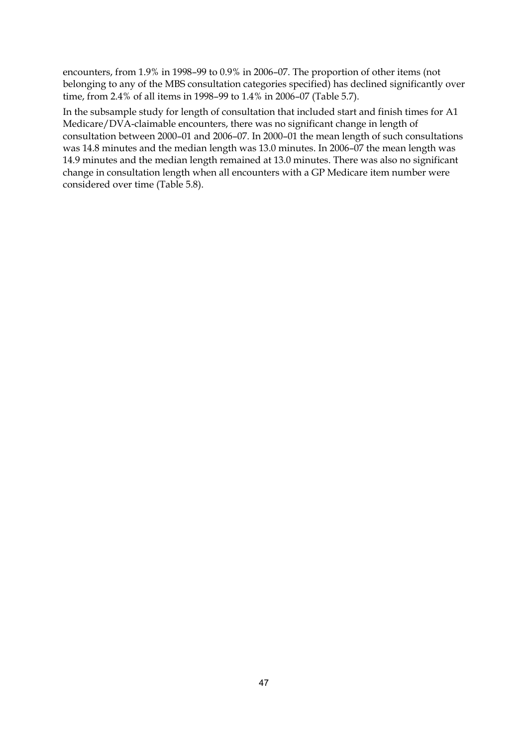encounters, from 1.9% in 1998–99 to 0.9% in 2006–07. The proportion of other items (not belonging to any of the MBS consultation categories specified) has declined significantly over time, from 2.4% of all items in 1998–99 to 1.4% in 2006–07 (Table 5.7).

In the subsample study for length of consultation that included start and finish times for A1 Medicare/DVA-claimable encounters, there was no significant change in length of consultation between 2000–01 and 2006–07. In 2000–01 the mean length of such consultations was 14.8 minutes and the median length was 13.0 minutes. In 2006–07 the mean length was 14.9 minutes and the median length remained at 13.0 minutes. There was also no significant change in consultation length when all encounters with a GP Medicare item number were considered over time (Table 5.8).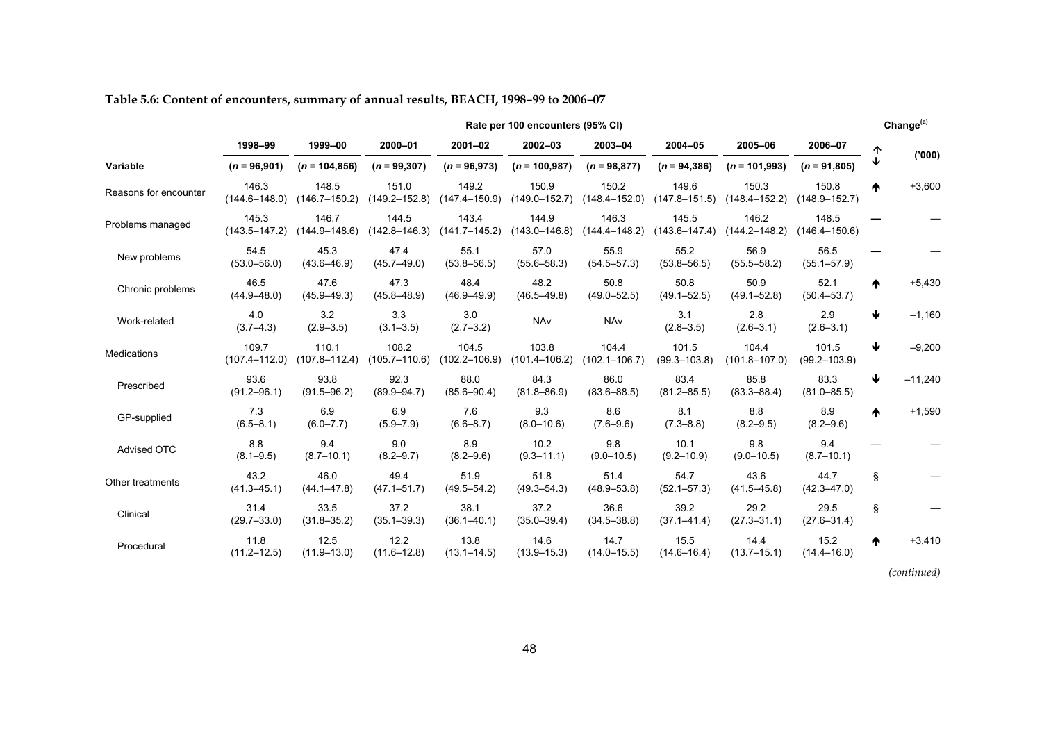**Table 5.6: Content of encounters, summary of annual results, BEACH, 1998–99 to 2006–07**

| Variable | Rate per 100 encounters (95% CI) | | | | | | | | | Change[(a)] | |
|---|---|---|---|---|---|---|---|---|---|---|---|
| | 1998–99 (n = 96,901) | 1999–00 (n = 104,856) | 2000–01 (n = 99,307) | 2001–02 (n = 96,973) | 2002–03 (n = 100,987) | 2003–04 (n = 98,877) | 2004–05 (n = 94,386) | 2005–06 (n = 101,993) | 2006–07 (n = 91,805) | ↑↓ | ('000) |
| Reasons for encounter | 146.3 (144.6–148.0) | 148.5 (146.7–150.2) | 151.0 (149.2–152.8) | 149.2 (147.4–150.9) | 150.9 (149.0–152.7) | 150.2 (148.4–152.0) | 149.6 (147.8–151.5) | 150.3 (148.4–152.2) | 150.8 (148.9–152.7) | ↑ | +3,600 |
| Problems managed | 145.3 (143.5–147.2) | 146.7 (144.9–148.6) | 144.5 (142.8–146.3) | 143.4 (141.7–145.2) | 144.9 (143.0–146.8) | 146.3 (144.4–148.2) | 145.5 (143.6–147.4) | 146.2 (144.2–148.2) | 148.5 (146.4–150.6) | — | — |
| New problems | 54.5 (53.0–56.0) | 45.3 (43.6–46.9) | 47.4 (45.7–49.0) | 55.1 (53.8–56.5) | 57.0 (55.6–58.3) | 55.9 (54.5–57.3) | 55.2 (53.8–56.5) | 56.9 (55.5–58.2) | 56.5 (55.1–57.9) | — | — |
| Chronic problems | 46.5 (44.9–48.0) | 47.6 (45.9–49.3) | 47.3 (45.8–48.9) | 48.4 (46.9–49.9) | 48.2 (46.5–49.8) | 50.8 (49.0–52.5) | 50.8 (49.1–52.5) | 50.9 (49.1–52.8) | 52.1 (50.4–53.7) | ↑ | +5,430 |
| Work-related | 4.0 (3.7–4.3) | 3.2 (2.9–3.5) | 3.3 (3.1–3.5) | 3.0 (2.7–3.2) | NAv | NAv | 3.1 (2.8–3.5) | 2.8 (2.6–3.1) | 2.9 (2.6–3.1) | ↓ | –1,160 |
| Medications | 109.7 (107.4–112.0) | 110.1 (107.8–112.4) | 108.2 (105.7–110.6) | 104.5 (102.2–106.9) | 103.8 (101.4–106.2) | 104.4 (102.1–106.7) | 101.5 (99.3–103.8) | 104.4 (101.8–107.0) | 101.5 (99.2–103.9) | ↓ | –9,200 |
| Prescribed | 93.6 (91.2–96.1) | 93.8 (91.5–96.2) | 92.3 (89.9–94.7) | 88.0 (85.6–90.4) | 84.3 (81.8–86.9) | 86.0 (83.6–88.5) | 83.4 (81.2–85.5) | 85.8 (83.3–88.4) | 83.3 (81.0–85.5) | ↓ | –11,240 |
| GP-supplied | 7.3 (6.5–8.1) | 6.9 (6.0–7.7) | 6.9 (5.9–7.9) | 7.6 (6.6–8.7) | 9.3 (8.0–10.6) | 8.6 (7.6–9.6) | 8.1 (7.3–8.8) | 8.8 (8.2–9.5) | 8.9 (8.2–9.6) | ↑ | +1,590 |
| Advised OTC | 8.8 (8.1–9.5) | 9.4 (8.7–10.1) | 9.0 (8.2–9.7) | 8.9 (8.2–9.6) | 10.2 (9.3–11.1) | 9.8 (9.0–10.5) | 10.1 (9.2–10.9) | 9.8 (9.0–10.5) | 9.4 (8.7–10.1) | — | — |
| Other treatments | 43.2 (41.3–45.1) | 46.0 (44.1–47.8) | 49.4 (47.1–51.7) | 51.9 (49.5–54.2) | 51.8 (49.3–54.3) | 51.4 (48.9–53.8) | 54.7 (52.1–57.3) | 43.6 (41.5–45.8) | 44.7 (42.3–47.0) | § | — |
| Clinical | 31.4 (29.7–33.0) | 33.5 (31.8–35.2) | 37.2 (35.1–39.3) | 38.1 (36.1–40.1) | 37.2 (35.0–39.4) | 36.6 (34.5–38.8) | 39.2 (37.1–41.4) | 29.2 (27.3–31.1) | 29.5 (27.6–31.4) | § | — |
| Procedural | 11.8 (11.2–12.5) | 12.5 (11.9–13.0) | 12.2 (11.6–12.8) | 13.8 (13.1–14.5) | 14.6 (13.9–15.3) | 14.7 (14.0–15.5) | 15.5 (14.6–16.4) | 14.4 (13.7–15.1) | 15.2 (14.4–16.0) | ↑ | +3,410 |

*(continued)*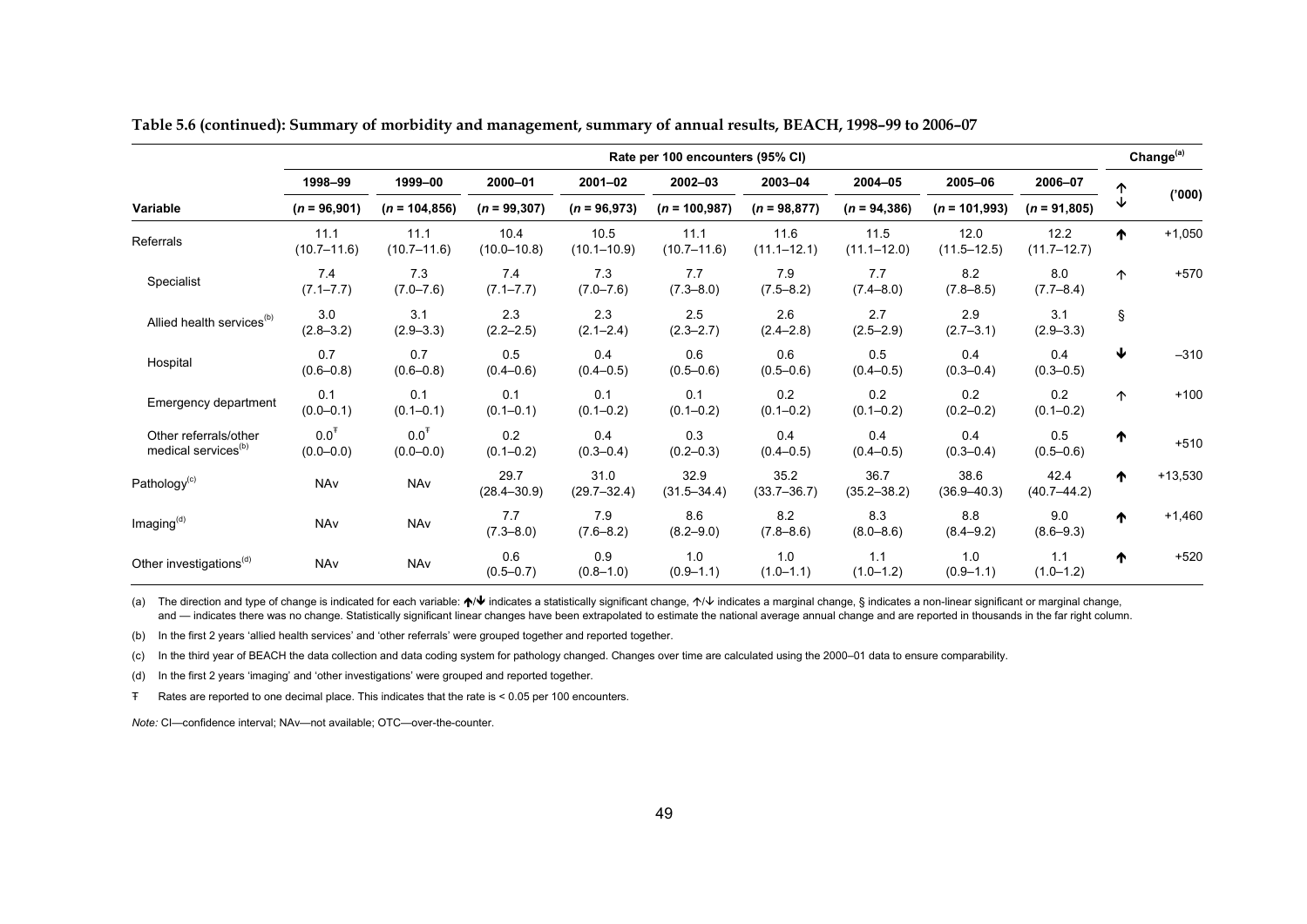**Table 5.6 (continued): Summary of morbidity and management, summary of annual results, BEACH, 1998–99 to 2006–07**

| | Rate per 100 encounters (95% CI) | | | | | | | | | Change[(a)] | |
|---|---|---|---|---|---|---|---|---|---|---|---|
| | 1998–99 | 1999–00 | 2000–01 | 2001–02 | 2002–03 | 2003–04 | 2004–05 | 2005–06 | 2006–07 | ↑↓ | ('000) |
| **Variable** | (*n* = 96,901) | (*n* = 104,856) | (*n* = 99,307) | (*n* = 96,973) | (*n* = 100,987) | (*n* = 98,877) | (*n* = 94,386) | (*n* = 101,993) | (*n* = 91,805) | | |
| Referrals | 11.1 (10.7–11.6) | 11.1 (10.7–11.6) | 10.4 (10.0–10.8) | 10.5 (10.1–10.9) | 11.1 (10.7–11.6) | 11.6 (11.1–12.1) | 11.5 (11.1–12.0) | 12.0 (11.5–12.5) | 12.2 (11.7–12.7) | **↑** | +1,050 |
| Specialist | 7.4 (7.1–7.7) | 7.3 (7.0–7.6) | 7.4 (7.1–7.7) | 7.3 (7.0–7.6) | 7.7 (7.3–8.0) | 7.9 (7.5–8.2) | 7.7 (7.4–8.0) | 8.2 (7.8–8.5) | 8.0 (7.7–8.4) | ↑ | +570 |
| Allied health services[(b)] | 3.0 (2.8–3.2) | 3.1 (2.9–3.3) | 2.3 (2.2–2.5) | 2.3 (2.1–2.4) | 2.5 (2.3–2.7) | 2.6 (2.4–2.8) | 2.7 (2.5–2.9) | 2.9 (2.7–3.1) | 3.1 (2.9–3.3) | § | |
| Hospital | 0.7 (0.6–0.8) | 0.7 (0.6–0.8) | 0.5 (0.4–0.6) | 0.4 (0.4–0.5) | 0.6 (0.5–0.6) | 0.6 (0.5–0.6) | 0.5 (0.4–0.5) | 0.4 (0.3–0.4) | 0.4 (0.3–0.5) | **↓** | –310 |
| Emergency department | 0.1 (0.0–0.1) | 0.1 (0.1–0.1) | 0.1 (0.1–0.1) | 0.1 (0.1–0.2) | 0.1 (0.1–0.2) | 0.2 (0.1–0.2) | 0.2 (0.1–0.2) | 0.2 (0.2–0.2) | 0.2 (0.1–0.2) | ↑ | +100 |
| Other referrals/other medical services[(b)] | 0.0[Ŧ] (0.0–0.0) | 0.0[Ŧ] (0.0–0.0) | 0.2 (0.1–0.2) | 0.4 (0.3–0.4) | 0.3 (0.2–0.3) | 0.4 (0.4–0.5) | 0.4 (0.4–0.5) | 0.4 (0.3–0.4) | 0.5 (0.5–0.6) | **↑** | +510 |
| Pathology[(c)] | NAv | NAv | 29.7 (28.4–30.9) | 31.0 (29.7–32.4) | 32.9 (31.5–34.4) | 35.2 (33.7–36.7) | 36.7 (35.2–38.2) | 38.6 (36.9–40.3) | 42.4 (40.7–44.2) | **↑** | +13,530 |
| Imaging[(d)] | NAv | NAv | 7.7 (7.3–8.0) | 7.9 (7.6–8.2) | 8.6 (8.2–9.0) | 8.2 (7.8–8.6) | 8.3 (8.0–8.6) | 8.8 (8.4–9.2) | 9.0 (8.6–9.3) | **↑** | +1,460 |
| Other investigations[(d)] | NAv | NAv | 0.6 (0.5–0.7) | 0.9 (0.8–1.0) | 1.0 (0.9–1.1) | 1.0 (1.0–1.1) | 1.1 (1.0–1.2) | 1.0 (0.9–1.1) | 1.1 (1.0–1.2) | **↑** | +520 |

(a) The direction and type of change is indicated for each variable: **↑**/**↓** indicates a statistically significant change, ↑/↓ indicates a marginal change, § indicates a non-linear significant or marginal change, and — indicates there was no change. Statistically significant linear changes have been extrapolated to estimate the national average annual change and are reported in thousands in the far right column.

(b) In the first 2 years 'allied health services' and 'other referrals' were grouped together and reported together.

(c) In the third year of BEACH the data collection and data coding system for pathology changed. Changes over time are calculated using the 2000–01 data to ensure comparability.

(d) In the first 2 years 'imaging' and 'other investigations' were grouped and reported together.

Ŧ Rates are reported to one decimal place. This indicates that the rate is < 0.05 per 100 encounters.

*Note:* CI—confidence interval; NAv—not available; OTC—over-the-counter.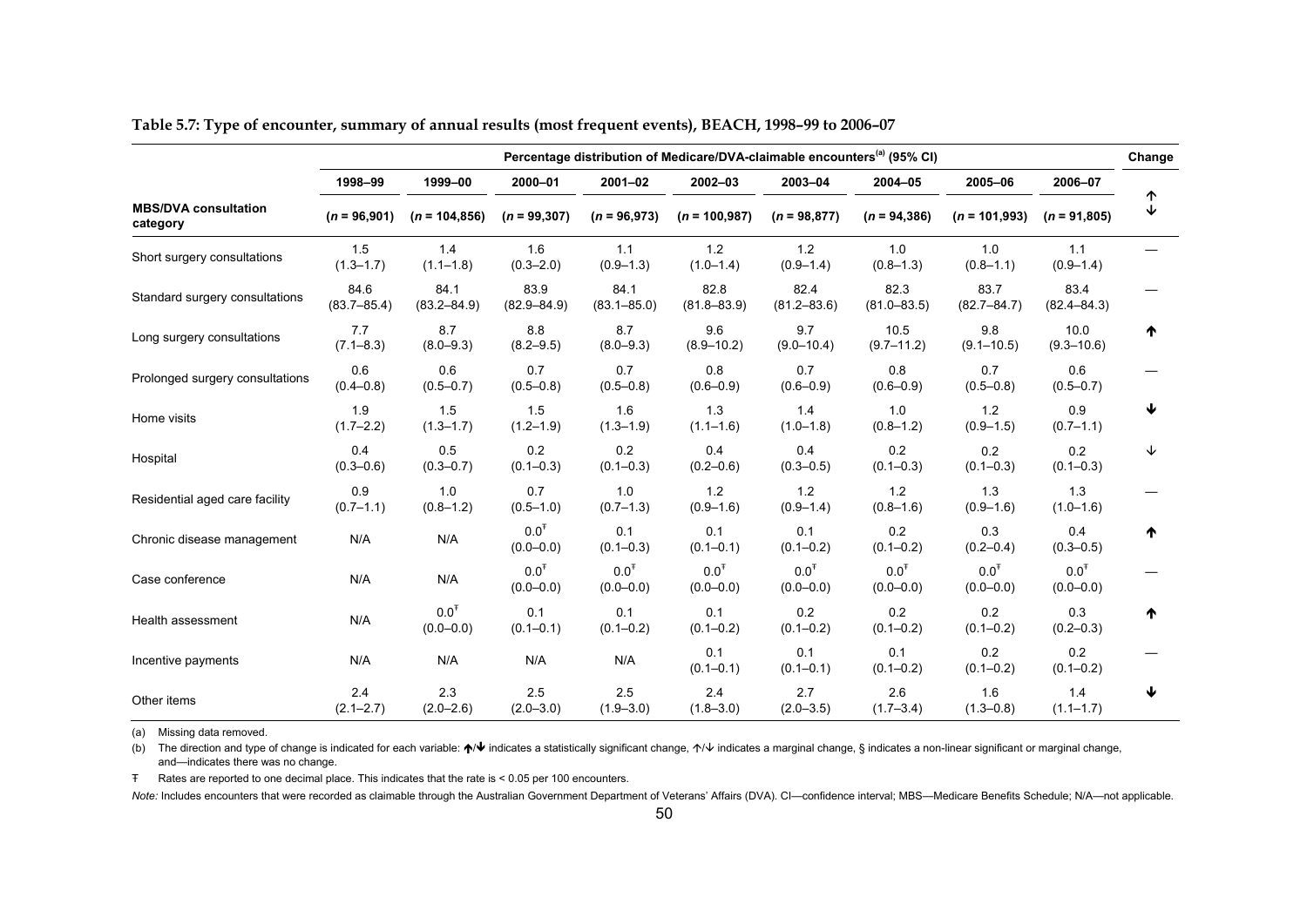**Table 5.7: Type of encounter, summary of annual results (most frequent events), BEACH, 1998–99 to 2006–07**

| | Percentage distribution of Medicare/DVA-claimable encounters[(a)] (95% CI) | | | | | | | | | Change |
|---|---|---|---|---|---|---|---|---|---|---|
| | 1998–99 | 1999–00 | 2000–01 | 2001–02 | 2002–03 | 2003–04 | 2004–05 | 2005–06 | 2006–07 | ↑ ↓ |
| **MBS/DVA consultation category** | (*n* = 96,901) | (*n* = 104,856) | (*n* = 99,307) | (*n* = 96,973) | (*n* = 100,987) | (*n* = 98,877) | (*n* = 94,386) | (*n* = 101,993) | (*n* = 91,805) | |
| Short surgery consultations | 1.5 (1.3–1.7) | 1.4 (1.1–1.8) | 1.6 (0.3–2.0) | 1.1 (0.9–1.3) | 1.2 (1.0–1.4) | 1.2 (0.9–1.4) | 1.0 (0.8–1.3) | 1.0 (0.8–1.1) | 1.1 (0.9–1.4) | — |
| Standard surgery consultations | 84.6 (83.7–85.4) | 84.1 (83.2–84.9) | 83.9 (82.9–84.9) | 84.1 (83.1–85.0) | 82.8 (81.8–83.9) | 82.4 (81.2–83.6) | 82.3 (81.0–83.5) | 83.7 (82.7–84.7) | 83.4 (82.4–84.3) | — |
| Long surgery consultations | 7.7 (7.1–8.3) | 8.7 (8.0–9.3) | 8.8 (8.2–9.5) | 8.7 (8.0–9.3) | 9.6 (8.9–10.2) | 9.7 (9.0–10.4) | 10.5 (9.7–11.2) | 9.8 (9.1–10.5) | 10.0 (9.3–10.6) | ↑ |
| Prolonged surgery consultations | 0.6 (0.4–0.8) | 0.6 (0.5–0.7) | 0.7 (0.5–0.8) | 0.7 (0.5–0.8) | 0.8 (0.6–0.9) | 0.7 (0.6–0.9) | 0.8 (0.6–0.9) | 0.7 (0.5–0.8) | 0.6 (0.5–0.7) | — |
| Home visits | 1.9 (1.7–2.2) | 1.5 (1.3–1.7) | 1.5 (1.2–1.9) | 1.6 (1.3–1.9) | 1.3 (1.1–1.6) | 1.4 (1.0–1.8) | 1.0 (0.8–1.2) | 1.2 (0.9–1.5) | 0.9 (0.7–1.1) | ↓ |
| Hospital | 0.4 (0.3–0.6) | 0.5 (0.3–0.7) | 0.2 (0.1–0.3) | 0.2 (0.1–0.3) | 0.4 (0.2–0.6) | 0.4 (0.3–0.5) | 0.2 (0.1–0.3) | 0.2 (0.1–0.3) | 0.2 (0.1–0.3) | ↓ |
| Residential aged care facility | 0.9 (0.7–1.1) | 1.0 (0.8–1.2) | 0.7 (0.5–1.0) | 1.0 (0.7–1.3) | 1.2 (0.9–1.6) | 1.2 (0.9–1.4) | 1.2 (0.8–1.6) | 1.3 (0.9–1.6) | 1.3 (1.0–1.6) | — |
| Chronic disease management | N/A | N/A | 0.0[Ŧ] (0.0–0.0) | 0.1 (0.1–0.3) | 0.1 (0.1–0.1) | 0.1 (0.1–0.2) | 0.2 (0.1–0.2) | 0.3 (0.2–0.4) | 0.4 (0.3–0.5) | ↑ |
| Case conference | N/A | N/A | 0.0[Ŧ] (0.0–0.0) | 0.0[Ŧ] (0.0–0.0) | 0.0[Ŧ] (0.0–0.0) | 0.0[Ŧ] (0.0–0.0) | 0.0[Ŧ] (0.0–0.0) | 0.0[Ŧ] (0.0–0.0) | 0.0[Ŧ] (0.0–0.0) | — |
| Health assessment | N/A | 0.0[Ŧ] (0.0–0.0) | 0.1 (0.1–0.1) | 0.1 (0.1–0.2) | 0.1 (0.1–0.2) | 0.2 (0.1–0.2) | 0.2 (0.1–0.2) | 0.2 (0.1–0.2) | 0.3 (0.2–0.3) | ↑ |
| Incentive payments | N/A | N/A | N/A | N/A | 0.1 (0.1–0.1) | 0.1 (0.1–0.1) | 0.1 (0.1–0.2) | 0.2 (0.1–0.2) | 0.2 (0.1–0.2) | — |
| Other items | 2.4 (2.1–2.7) | 2.3 (2.0–2.6) | 2.5 (2.0–3.0) | 2.5 (1.9–3.0) | 2.4 (1.8–3.0) | 2.7 (2.0–3.5) | 2.6 (1.7–3.4) | 1.6 (1.3–0.8) | 1.4 (1.1–1.7) | ↓ |

(a) Missing data removed.

(b) The direction and type of change is indicated for each variable: ↑/↓ indicates a statistically significant change, ↑/↓ indicates a marginal change, § indicates a non-linear significant or marginal change, and—indicates there was no change.

Ŧ Rates are reported to one decimal place. This indicates that the rate is < 0.05 per 100 encounters.

*Note:* Includes encounters that were recorded as claimable through the Australian Government Department of Veterans' Affairs (DVA). CI—confidence interval; MBS—Medicare Benefits Schedule; N/A—not applicable.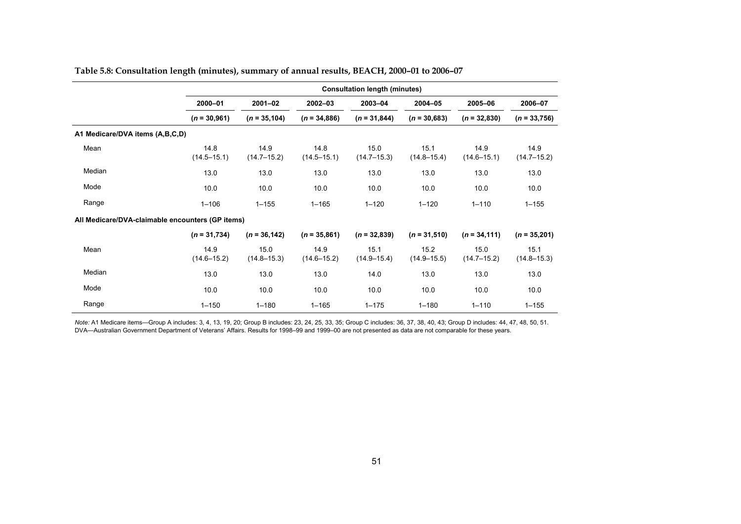**Table 5.8: Consultation length (minutes), summary of annual results, BEACH, 2000–01 to 2006–07**

| | Consultation length (minutes) | | | | | | |
|---|---|---|---|---|---|---|---|
| | 2000–01 | 2001–02 | 2002–03 | 2003–04 | 2004–05 | 2005–06 | 2006–07 |
| | (*n* = 30,961) | (*n* = 35,104) | (*n* = 34,886) | (*n* = 31,844) | (*n* = 30,683) | (*n* = 32,830) | (*n* = 33,756) |
| **A1 Medicare/DVA items (A,B,C,D)** | | | | | | | |
| Mean | 14.8 (14.5–15.1) | 14.9 (14.7–15.2) | 14.8 (14.5–15.1) | 15.0 (14.7–15.3) | 15.1 (14.8–15.4) | 14.9 (14.6–15.1) | 14.9 (14.7–15.2) |
| Median | 13.0 | 13.0 | 13.0 | 13.0 | 13.0 | 13.0 | 13.0 |
| Mode | 10.0 | 10.0 | 10.0 | 10.0 | 10.0 | 10.0 | 10.0 |
| Range | 1–106 | 1–155 | 1–165 | 1–120 | 1–120 | 1–110 | 1–155 |
| **All Medicare/DVA-claimable encounters (GP items)** | | | | | | | |
| | (*n* = 31,734) | (*n* = 36,142) | (*n* = 35,861) | (*n* = 32,839) | (*n* = 31,510) | (*n* = 34,111) | (*n* = 35,201) |
| Mean | 14.9 (14.6–15.2) | 15.0 (14.8–15.3) | 14.9 (14.6–15.2) | 15.1 (14.9–15.4) | 15.2 (14.9–15.5) | 15.0 (14.7–15.2) | 15.1 (14.8–15.3) |
| Median | 13.0 | 13.0 | 13.0 | 14.0 | 13.0 | 13.0 | 13.0 |
| Mode | 10.0 | 10.0 | 10.0 | 10.0 | 10.0 | 10.0 | 10.0 |
| Range | 1–150 | 1–180 | 1–165 | 1–175 | 1–180 | 1–110 | 1–155 |

*Note:* A1 Medicare items—Group A includes: 3, 4, 13, 19, 20; Group B includes: 23, 24, 25, 33, 35; Group C includes: 36, 37, 38, 40, 43; Group D includes: 44, 47, 48, 50, 51. DVA—Australian Government Department of Veterans' Affairs. Results for 1998–99 and 1999–00 are not presented as data are not comparable for these years.